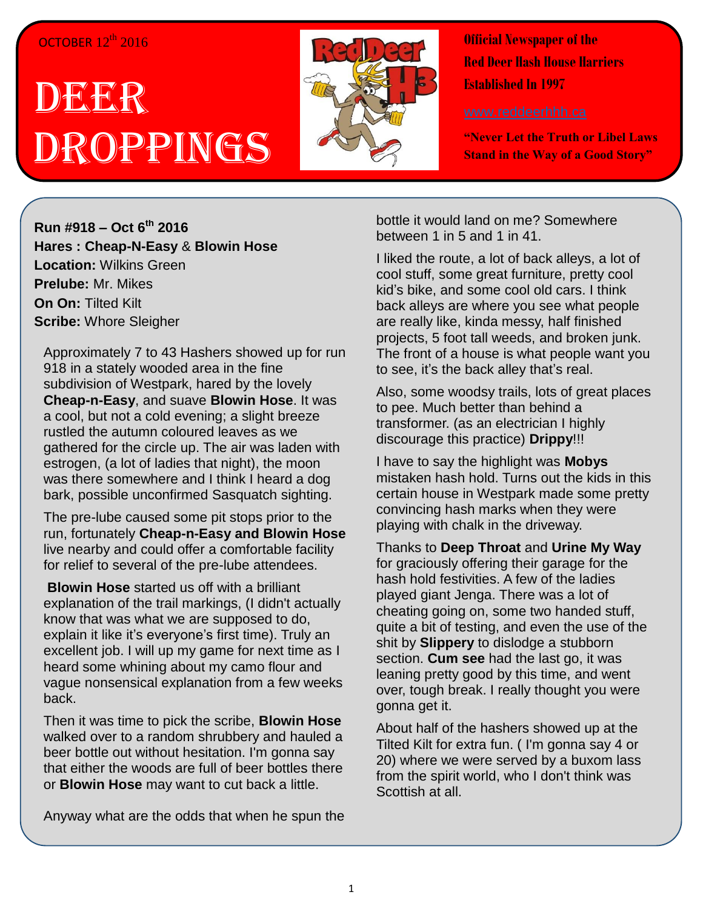OCTOBER 12th 2016

# DEER DROPPINGS

Official Newspaper of the Red Deer Hash House Harriers Established In 1997

www.reddeerhhh.ca

"Never Let the Truth or Libel Laws Stand in the Way of a Good Story"

**Run #918 – Oct 6th 2016**
**Hares : Cheap-N-Easy** & **Blowin Hose**
**Location:** Wilkins Green
**Prelube:** Mr. Mikes
**On On:** Tilted Kilt
**Scribe:** Whore Sleigher

Approximately 7 to 43 Hashers showed up for run 918 in a stately wooded area in the fine subdivision of Westpark, hared by the lovely **Cheap-n-Easy**, and suave **Blowin Hose**. It was a cool, but not a cold evening; a slight breeze rustled the autumn coloured leaves as we gathered for the circle up. The air was laden with estrogen, (a lot of ladies that night), the moon was there somewhere and I think I heard a dog bark, possible unconfirmed Sasquatch sighting.

The pre-lube caused some pit stops prior to the run, fortunately **Cheap-n-Easy and Blowin Hose** live nearby and could offer a comfortable facility for relief to several of the pre-lube attendees.

**Blowin Hose** started us off with a brilliant explanation of the trail markings, (I didn't actually know that was what we are supposed to do, explain it like it's everyone's first time). Truly an excellent job. I will up my game for next time as I heard some whining about my camo flour and vague nonsensical explanation from a few weeks back.

Then it was time to pick the scribe, **Blowin Hose** walked over to a random shrubbery and hauled a beer bottle out without hesitation. I'm gonna say that either the woods are full of beer bottles there or **Blowin Hose** may want to cut back a little.

Anyway what are the odds that when he spun the bottle it would land on me? Somewhere between 1 in 5 and 1 in 41.

I liked the route, a lot of back alleys, a lot of cool stuff, some great furniture, pretty cool kid's bike, and some cool old cars. I think back alleys are where you see what people are really like, kinda messy, half finished projects, 5 foot tall weeds, and broken junk. The front of a house is what people want you to see, it's the back alley that's real.

Also, some woodsy trails, lots of great places to pee. Much better than behind a transformer. (as an electrician I highly discourage this practice) **Drippy**!!!

I have to say the highlight was **Mobys** mistaken hash hold. Turns out the kids in this certain house in Westpark made some pretty convincing hash marks when they were playing with chalk in the driveway.

Thanks to **Deep Throat** and **Urine My Way** for graciously offering their garage for the hash hold festivities. A few of the ladies played giant Jenga. There was a lot of cheating going on, some two handed stuff, quite a bit of testing, and even the use of the shit by **Slippery** to dislodge a stubborn section. **Cum see** had the last go, it was leaning pretty good by this time, and went over, tough break. I really thought you were gonna get it.

About half of the hashers showed up at the Tilted Kilt for extra fun. ( I'm gonna say 4 or 20) where we were served by a buxom lass from the spirit world, who I don't think was Scottish at all.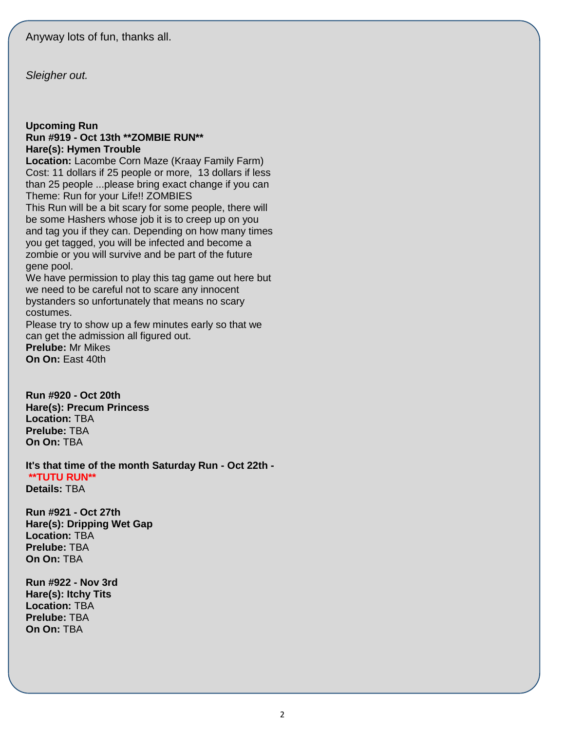Anyway lots of fun, thanks all.

*Sleigher out.*

**Upcoming Run**
**Run #919 - Oct 13th **ZOMBIE RUN****
**Hare(s): Hymen Trouble**
**Location:** Lacombe Corn Maze (Kraay Family Farm)
Cost: 11 dollars if 25 people or more, 13 dollars if less than 25 people ...please bring exact change if you can
Theme: Run for your Life!! ZOMBIES
This Run will be a bit scary for some people, there will be some Hashers whose job it is to creep up on you and tag you if they can. Depending on how many times you get tagged, you will be infected and become a zombie or you will survive and be part of the future gene pool.
We have permission to play this tag game out here but we need to be careful not to scare any innocent bystanders so unfortunately that means no scary costumes.
Please try to show up a few minutes early so that we can get the admission all figured out.
**Prelube:** Mr Mikes
**On On:** East 40th

**Run #920 - Oct 20th**
**Hare(s): Precum Princess**
**Location:** TBA
**Prelube:** TBA
**On On:** TBA

**It's that time of the month Saturday Run - Oct 22th -**
****TUTU RUN****
**Details:** TBA

**Run #921 - Oct 27th**
**Hare(s): Dripping Wet Gap**
**Location:** TBA
**Prelube:** TBA
**On On:** TBA

**Run #922 - Nov 3rd**
**Hare(s): Itchy Tits**
**Location:** TBA
**Prelube:** TBA
**On On:** TBA